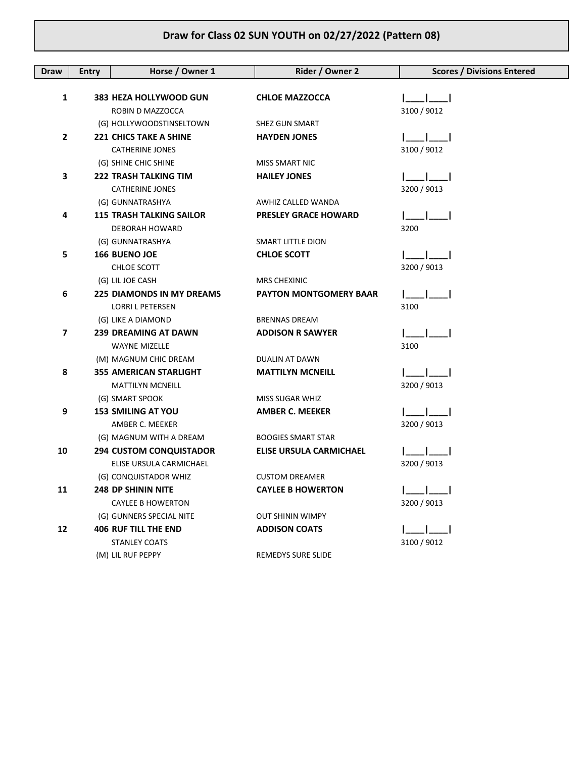# Draw for Class 02 SUN YOUTH on 02/27/2022 (Pattern 08)

| Draw | Entry | Horse / Owner 1 | Rider / Owner 2 | Scores / Divisions Entered |
|---|---|---|---|---|
| 1 | 383 | **HEZA HOLLYWOOD GUN** | **CHLOE MAZZOCCA** | \|____\|____\| |
| | | ROBIN D MAZZOCCA | | 3100 / 9012 |
| | | (G) HOLLYWOODSTINSELTOWN | SHEZ GUN SMART | |
| 2 | 221 | **CHICS TAKE A SHINE** | **HAYDEN JONES** | \|____\|____\| |
| | | CATHERINE JONES | | 3100 / 9012 |
| | | (G) SHINE CHIC SHINE | MISS SMART NIC | |
| 3 | 222 | **TRASH TALKING TIM** | **HAILEY JONES** | \|____\|____\| |
| | | CATHERINE JONES | | 3200 / 9013 |
| | | (G) GUNNATRASHYA | AWHIZ CALLED WANDA | |
| 4 | 115 | **TRASH TALKING SAILOR** | **PRESLEY GRACE HOWARD** | \|____\|____\| |
| | | DEBORAH HOWARD | | 3200 |
| | | (G) GUNNATRASHYA | SMART LITTLE DION | |
| 5 | 166 | **BUENO JOE** | **CHLOE SCOTT** | \|____\|____\| |
| | | CHLOE SCOTT | | 3200 / 9013 |
| | | (G) LIL JOE CASH | MRS CHEXINIC | |
| 6 | 225 | **DIAMONDS IN MY DREAMS** | **PAYTON MONTGOMERY BAAR** | \|____\|____\| |
| | | LORRI L PETERSEN | | 3100 |
| | | (G) LIKE A DIAMOND | BRENNAS DREAM | |
| 7 | 239 | **DREAMING AT DAWN** | **ADDISON R SAWYER** | \|____\|____\| |
| | | WAYNE MIZELLE | | 3100 |
| | | (M) MAGNUM CHIC DREAM | DUALIN AT DAWN | |
| 8 | 355 | **AMERICAN STARLIGHT** | **MATTILYN MCNEILL** | \|____\|____\| |
| | | MATTILYN MCNEILL | | 3200 / 9013 |
| | | (G) SMART SPOOK | MISS SUGAR WHIZ | |
| 9 | 153 | **SMILING AT YOU** | **AMBER C. MEEKER** | \|____\|____\| |
| | | AMBER C. MEEKER | | 3200 / 9013 |
| | | (G) MAGNUM WITH A DREAM | BOOGIES SMART STAR | |
| 10 | 294 | **CUSTOM CONQUISTADOR** | **ELISE URSULA CARMICHAEL** | \|____\|____\| |
| | | ELISE URSULA CARMICHAEL | | 3200 / 9013 |
| | | (G) CONQUISTADOR WHIZ | CUSTOM DREAMER | |
| 11 | 248 | **DP SHININ NITE** | **CAYLEE B HOWERTON** | \|____\|____\| |
| | | CAYLEE B HOWERTON | | 3200 / 9013 |
| | | (G) GUNNERS SPECIAL NITE | OUT SHININ WIMPY | |
| 12 | 406 | **RUF TILL THE END** | **ADDISON COATS** | \|____\|____\| |
| | | STANLEY COATS | | 3100 / 9012 |
| | | (M) LIL RUF PEPPY | REMEDYS SURE SLIDE | |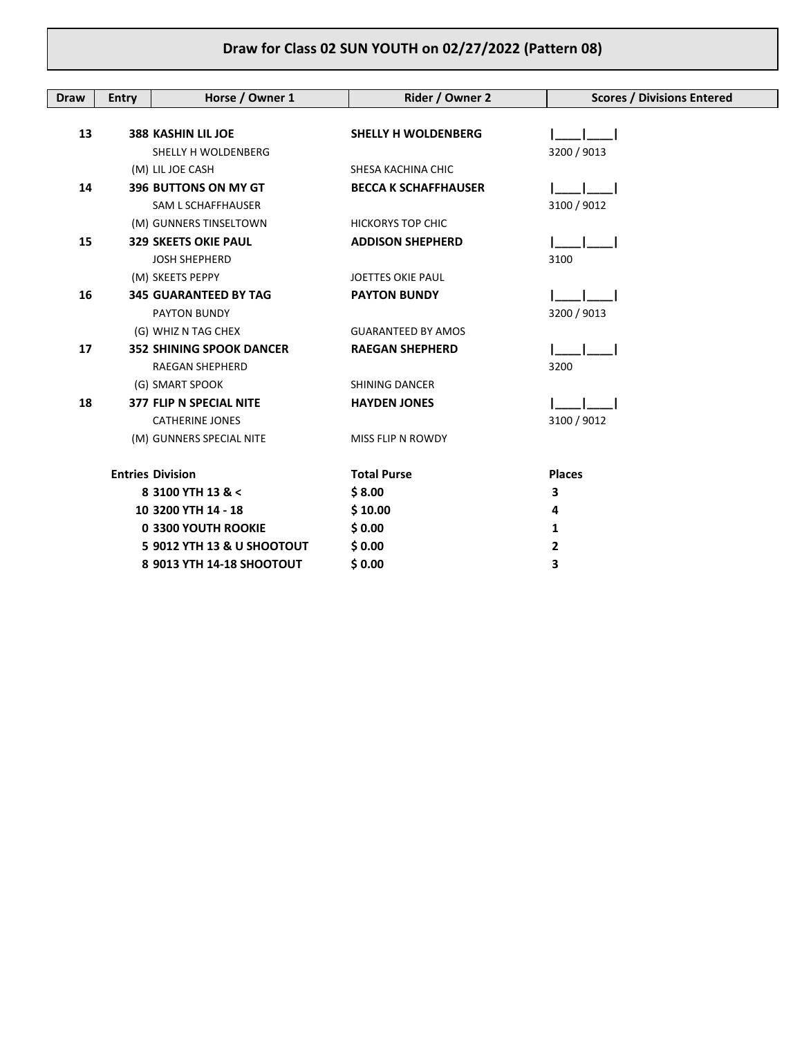## Draw for Class 02 SUN YOUTH on 02/27/2022 (Pattern 08)

| Draw | Entry | Horse / Owner 1 | Rider / Owner 2 | Scores / Divisions Entered |
|---|---|---|---|---|
| **13** | **388** | **KASHIN LIL JOE** | **SHELLY H WOLDENBERG** | \|\_\_\_\_\|\_\_\_\_\| |
| | | SHELLY H WOLDENBERG | | 3200 / 9013 |
| | | (M) LIL JOE CASH | SHESA KACHINA CHIC | |
| **14** | **396** | **BUTTONS ON MY GT** | **BECCA K SCHAFFHAUSER** | \|\_\_\_\_\|\_\_\_\_\| |
| | | SAM L SCHAFFHAUSER | | 3100 / 9012 |
| | | (M) GUNNERS TINSELTOWN | HICKORYS TOP CHIC | |
| **15** | **329** | **SKEETS OKIE PAUL** | **ADDISON SHEPHERD** | \|\_\_\_\_\|\_\_\_\_\| |
| | | JOSH SHEPHERD | | 3100 |
| | | (M) SKEETS PEPPY | JOETTES OKIE PAUL | |
| **16** | **345** | **GUARANTEED BY TAG** | **PAYTON BUNDY** | \|\_\_\_\_\|\_\_\_\_\| |
| | | PAYTON BUNDY | | 3200 / 9013 |
| | | (G) WHIZ N TAG CHEX | GUARANTEED BY AMOS | |
| **17** | **352** | **SHINING SPOOK DANCER** | **RAEGAN SHEPHERD** | \|\_\_\_\_\|\_\_\_\_\| |
| | | RAEGAN SHEPHERD | | 3200 |
| | | (G) SMART SPOOK | SHINING DANCER | |
| **18** | **377** | **FLIP N SPECIAL NITE** | **HAYDEN JONES** | \|\_\_\_\_\|\_\_\_\_\| |
| | | CATHERINE JONES | | 3100 / 9012 |
| | | (M) GUNNERS SPECIAL NITE | MISS FLIP N ROWDY | |

| Entries | Division | Total Purse | Places |
|---|---|---|---|
| **8** | **3100 YTH 13 & <** | **$ 8.00** | **3** |
| **10** | **3200 YTH 14 - 18** | **$ 10.00** | **4** |
| **0** | **3300 YOUTH ROOKIE** | **$ 0.00** | **1** |
| **5** | **9012 YTH 13 & U SHOOTOUT** | **$ 0.00** | **2** |
| **8** | **9013 YTH 14-18 SHOOTOUT** | **$ 0.00** | **3** |